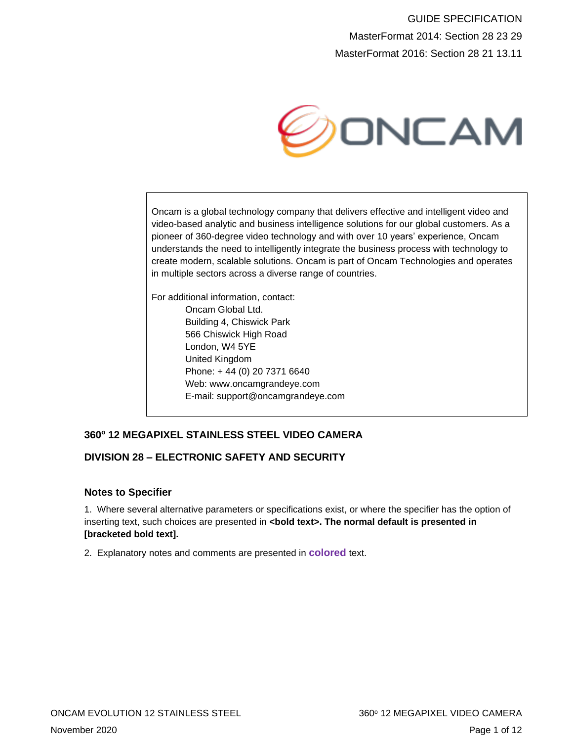GUIDE SPECIFICATION

MasterFormat 2014: Section 28 23 29

MasterFormat 2016: Section 28 21 13.11

Oncam is a global technology company that delivers effective and intelligent video and video-based analytic and business intelligence solutions for our global customers. As a pioneer of 360-degree video technology and with over 10 years' experience, Oncam understands the need to intelligently integrate the business process with technology to create modern, scalable solutions. Oncam is part of Oncam Technologies and operates in multiple sectors across a diverse range of countries.

For additional information, contact:

Oncam Global Ltd.
Building 4, Chiswick Park
566 Chiswick High Road
London, W4 5YE
United Kingdom
Phone: + 44 (0) 20 7371 6640
Web: www.oncamgrandeye.com
E-mail: support@oncamgrandeye.com

**360º 12 MEGAPIXEL STAINLESS STEEL VIDEO CAMERA**

**DIVISION 28 – ELECTRONIC SAFETY AND SECURITY**

### Notes to Specifier

1. Where several alternative parameters or specifications exist, or where the specifier has the option of inserting text, such choices are presented in **<bold text>. The normal default is presented in [bracketed bold text].**

2. Explanatory notes and comments are presented in **colored** text.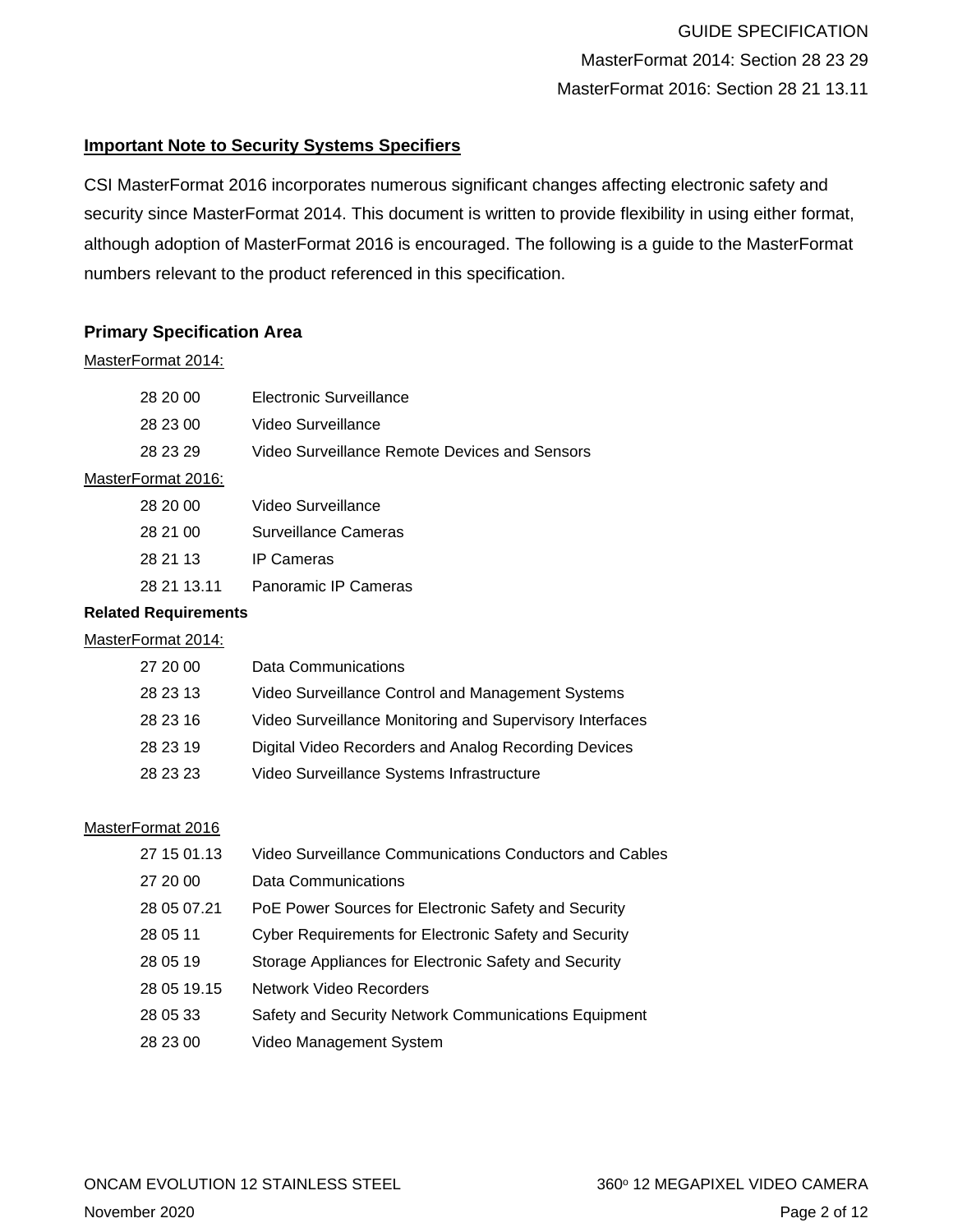**Important Note to Security Systems Specifiers**

CSI MasterFormat 2016 incorporates numerous significant changes affecting electronic safety and security since MasterFormat 2014. This document is written to provide flexibility in using either format, although adoption of MasterFormat 2016 is encouraged. The following is a guide to the MasterFormat numbers relevant to the product referenced in this specification.

### Primary Specification Area

MasterFormat 2014:

| | |
|---|---|
| 28 20 00 | Electronic Surveillance |
| 28 23 00 | Video Surveillance |
| 28 23 29 | Video Surveillance Remote Devices and Sensors |

MasterFormat 2016:

| | |
|---|---|
| 28 20 00 | Video Surveillance |
| 28 21 00 | Surveillance Cameras |
| 28 21 13 | IP Cameras |
| 28 21 13.11 | Panoramic IP Cameras |

**Related Requirements**

MasterFormat 2014:

| | |
|---|---|
| 27 20 00 | Data Communications |
| 28 23 13 | Video Surveillance Control and Management Systems |
| 28 23 16 | Video Surveillance Monitoring and Supervisory Interfaces |
| 28 23 19 | Digital Video Recorders and Analog Recording Devices |
| 28 23 23 | Video Surveillance Systems Infrastructure |

MasterFormat 2016

| | |
|---|---|
| 27 15 01.13 | Video Surveillance Communications Conductors and Cables |
| 27 20 00 | Data Communications |
| 28 05 07.21 | PoE Power Sources for Electronic Safety and Security |
| 28 05 11 | Cyber Requirements for Electronic Safety and Security |
| 28 05 19 | Storage Appliances for Electronic Safety and Security |
| 28 05 19.15 | Network Video Recorders |
| 28 05 33 | Safety and Security Network Communications Equipment |
| 28 23 00 | Video Management System |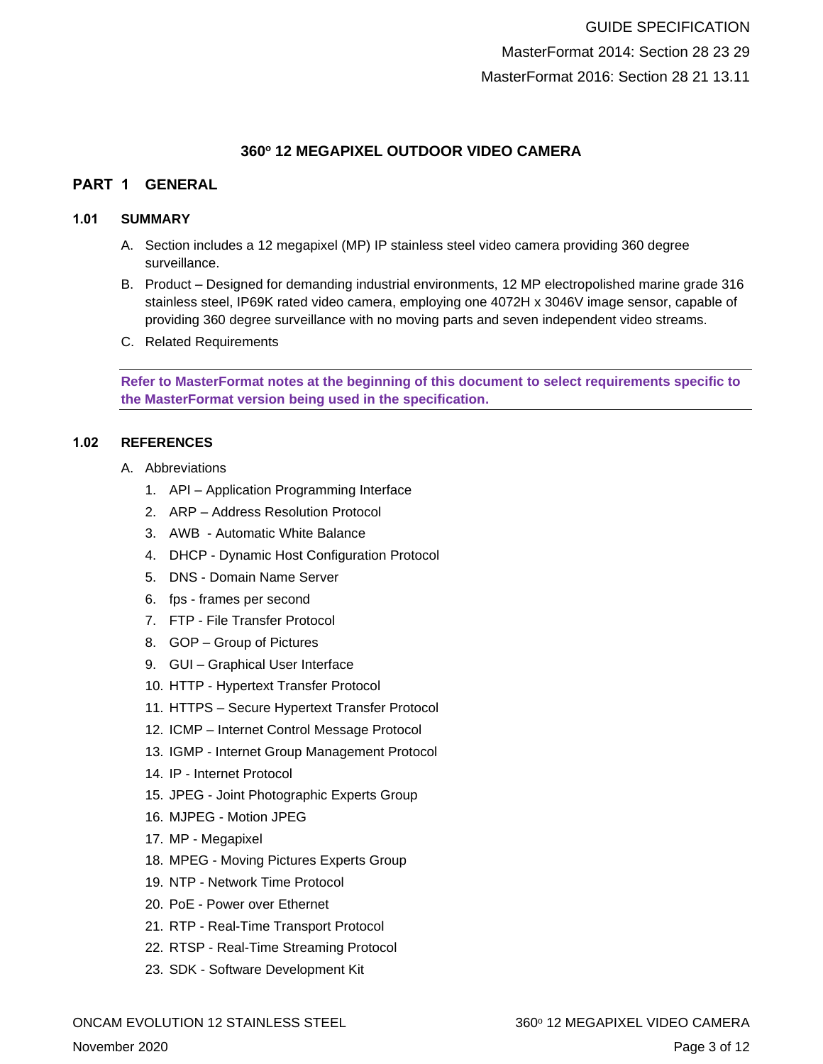# 360º 12 MEGAPIXEL OUTDOOR VIDEO CAMERA

## PART 1 GENERAL

### 1.01 SUMMARY

A. Section includes a 12 megapixel (MP) IP stainless steel video camera providing 360 degree surveillance.

B. Product – Designed for demanding industrial environments, 12 MP electropolished marine grade 316 stainless steel, IP69K rated video camera, employing one 4072H x 3046V image sensor, capable of providing 360 degree surveillance with no moving parts and seven independent video streams.

C. Related Requirements

---

**Refer to MasterFormat notes at the beginning of this document to select requirements specific to the MasterFormat version being used in the specification.**

---

### 1.02 REFERENCES

A. Abbreviations

1. API – Application Programming Interface
2. ARP – Address Resolution Protocol
3. AWB - Automatic White Balance
4. DHCP - Dynamic Host Configuration Protocol
5. DNS - Domain Name Server
6. fps - frames per second
7. FTP - File Transfer Protocol
8. GOP – Group of Pictures
9. GUI – Graphical User Interface
10. HTTP - Hypertext Transfer Protocol
11. HTTPS – Secure Hypertext Transfer Protocol
12. ICMP – Internet Control Message Protocol
13. IGMP - Internet Group Management Protocol
14. IP - Internet Protocol
15. JPEG - Joint Photographic Experts Group
16. MJPEG - Motion JPEG
17. MP - Megapixel
18. MPEG - Moving Pictures Experts Group
19. NTP - Network Time Protocol
20. PoE - Power over Ethernet
21. RTP - Real-Time Transport Protocol
22. RTSP - Real-Time Streaming Protocol
23. SDK - Software Development Kit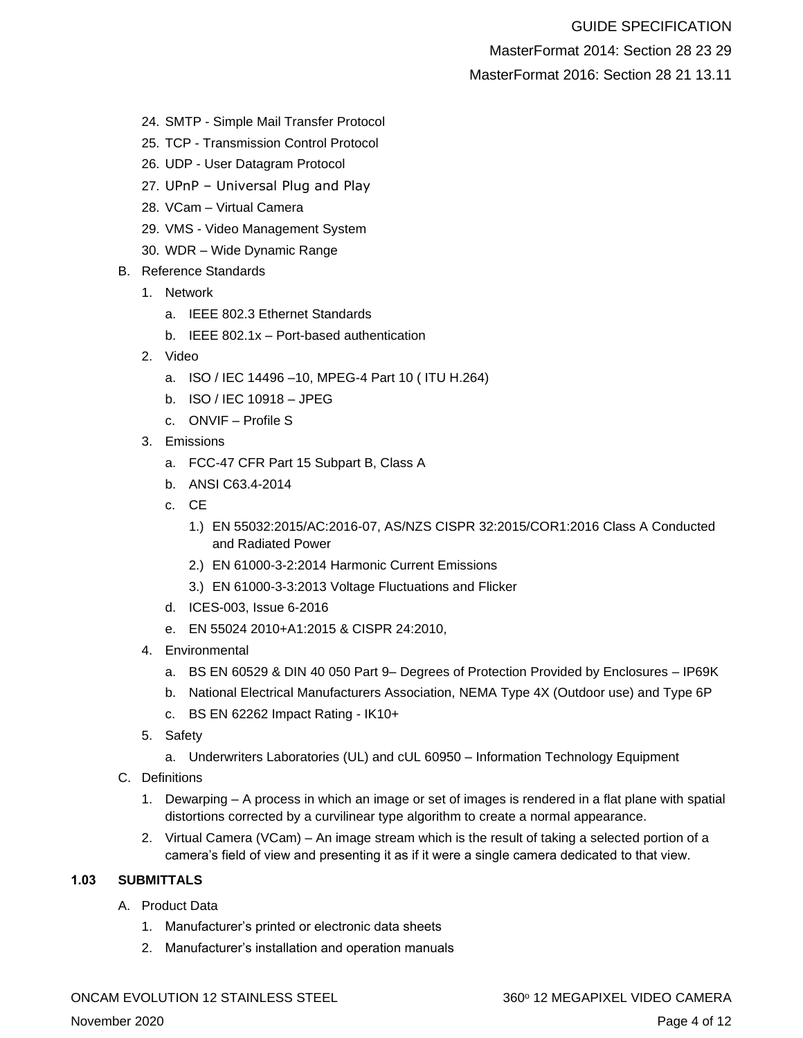24. SMTP - Simple Mail Transfer Protocol
25. TCP - Transmission Control Protocol
26. UDP - User Datagram Protocol
27. UPnP – Universal Plug and Play
28. VCam – Virtual Camera
29. VMS - Video Management System
30. WDR – Wide Dynamic Range

B. Reference Standards

1. Network
   a. IEEE 802.3 Ethernet Standards
   b. IEEE 802.1x – Port-based authentication
2. Video
   a. ISO / IEC 14496 –10, MPEG-4 Part 10 ( ITU H.264)
   b. ISO / IEC 10918 – JPEG
   c. ONVIF – Profile S
3. Emissions
   a. FCC-47 CFR Part 15 Subpart B, Class A
   b. ANSI C63.4-2014
   c. CE
      1.) EN 55032:2015/AC:2016-07, AS/NZS CISPR 32:2015/COR1:2016 Class A Conducted and Radiated Power
      2.) EN 61000-3-2:2014 Harmonic Current Emissions
      3.) EN 61000-3-3:2013 Voltage Fluctuations and Flicker
   d. ICES-003, Issue 6-2016
   e. EN 55024 2010+A1:2015 & CISPR 24:2010,
4. Environmental
   a. BS EN 60529 & DIN 40 050 Part 9– Degrees of Protection Provided by Enclosures – IP69K
   b. National Electrical Manufacturers Association, NEMA Type 4X (Outdoor use) and Type 6P
   c. BS EN 62262 Impact Rating - IK10+
5. Safety
   a. Underwriters Laboratories (UL) and cUL 60950 – Information Technology Equipment

C. Definitions

1. Dewarping – A process in which an image or set of images is rendered in a flat plane with spatial distortions corrected by a curvilinear type algorithm to create a normal appearance.
2. Virtual Camera (VCam) – An image stream which is the result of taking a selected portion of a camera's field of view and presenting it as if it were a single camera dedicated to that view.

**1.03 SUBMITTALS**

A. Product Data

1. Manufacturer's printed or electronic data sheets
2. Manufacturer's installation and operation manuals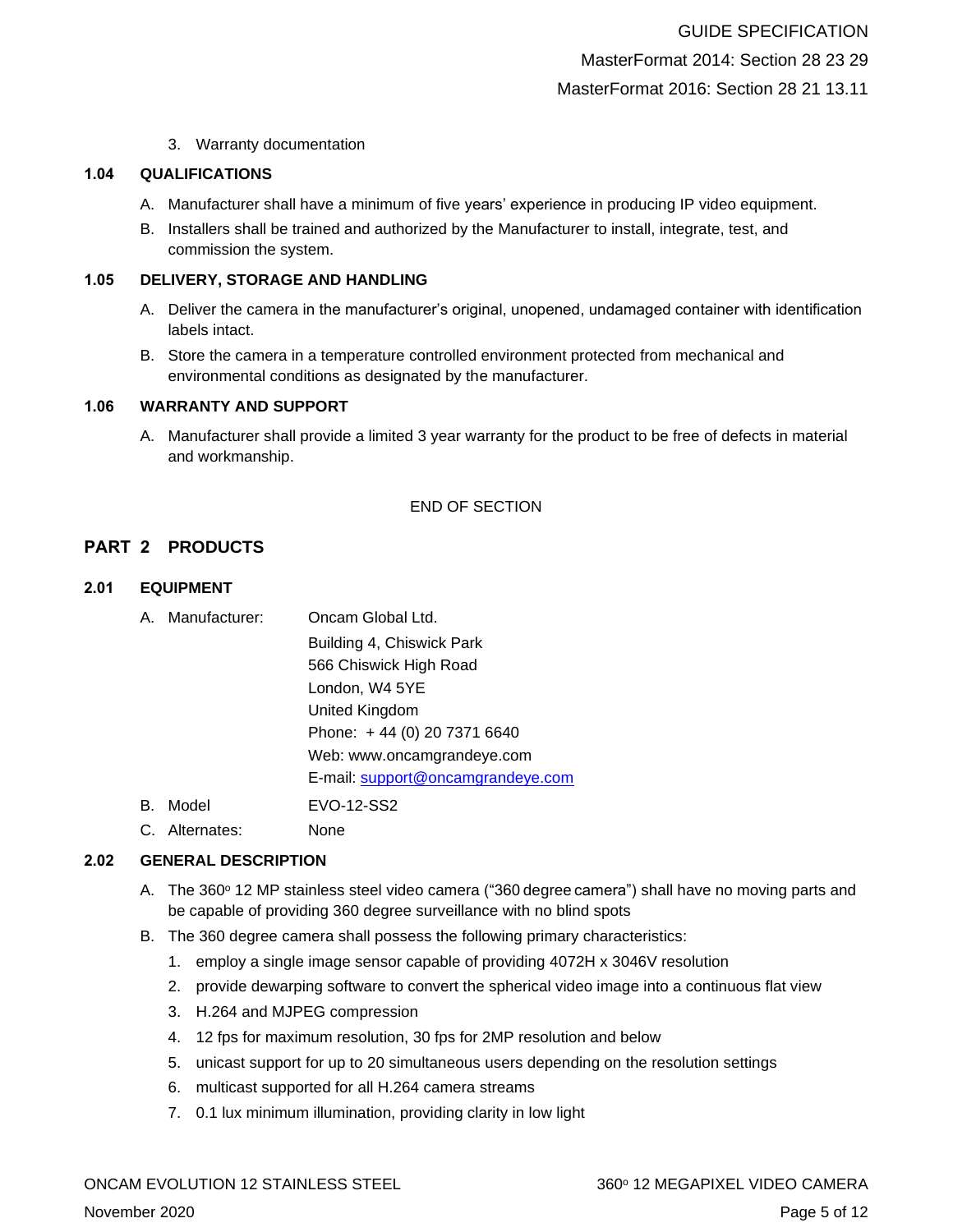3. Warranty documentation

**1.04 QUALIFICATIONS**

A. Manufacturer shall have a minimum of five years' experience in producing IP video equipment.

B. Installers shall be trained and authorized by the Manufacturer to install, integrate, test, and commission the system.

**1.05 DELIVERY, STORAGE AND HANDLING**

A. Deliver the camera in the manufacturer's original, unopened, undamaged container with identification labels intact.

B. Store the camera in a temperature controlled environment protected from mechanical and environmental conditions as designated by the manufacturer.

**1.06 WARRANTY AND SUPPORT**

A. Manufacturer shall provide a limited 3 year warranty for the product to be free of defects in material and workmanship.

END OF SECTION

## PART 2 PRODUCTS

**2.01 EQUIPMENT**

A. Manufacturer: Oncam Global Ltd.
Building 4, Chiswick Park
566 Chiswick High Road
London, W4 5YE
United Kingdom
Phone: + 44 (0) 20 7371 6640
Web: www.oncamgrandeye.com
E-mail: support@oncamgrandeye.com

B. Model EVO-12-SS2

C. Alternates: None

**2.02 GENERAL DESCRIPTION**

A. The 360º 12 MP stainless steel video camera ("360 degree camera") shall have no moving parts and be capable of providing 360 degree surveillance with no blind spots

B. The 360 degree camera shall possess the following primary characteristics:

1. employ a single image sensor capable of providing 4072H x 3046V resolution
2. provide dewarping software to convert the spherical video image into a continuous flat view
3. H.264 and MJPEG compression
4. 12 fps for maximum resolution, 30 fps for 2MP resolution and below
5. unicast support for up to 20 simultaneous users depending on the resolution settings
6. multicast supported for all H.264 camera streams
7. 0.1 lux minimum illumination, providing clarity in low light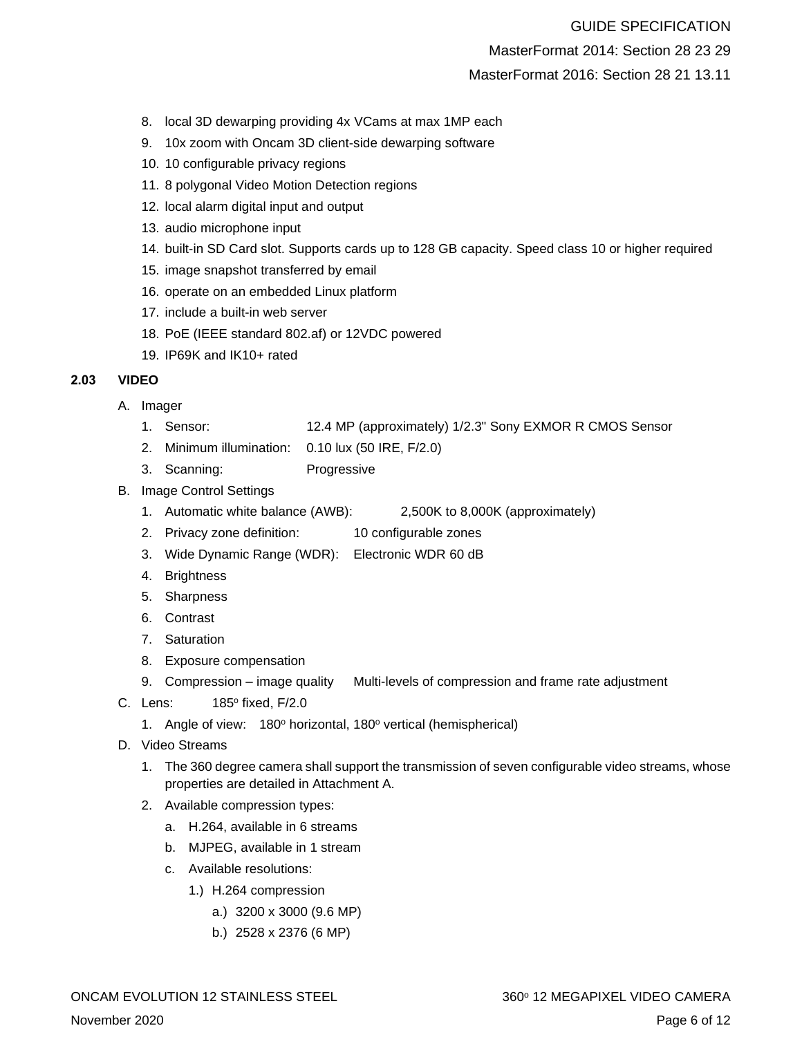8. local 3D dewarping providing 4x VCams at max 1MP each
9. 10x zoom with Oncam 3D client-side dewarping software
10. 10 configurable privacy regions
11. 8 polygonal Video Motion Detection regions
12. local alarm digital input and output
13. audio microphone input
14. built-in SD Card slot. Supports cards up to 128 GB capacity. Speed class 10 or higher required
15. image snapshot transferred by email
16. operate on an embedded Linux platform
17. include a built-in web server
18. PoE (IEEE standard 802.af) or 12VDC powered
19. IP69K and IK10+ rated

**2.03 VIDEO**

A. Imager
   1. Sensor: 12.4 MP (approximately) 1/2.3" Sony EXMOR R CMOS Sensor
   2. Minimum illumination: 0.10 lux (50 IRE, F/2.0)
   3. Scanning: Progressive

B. Image Control Settings
   1. Automatic white balance (AWB): 2,500K to 8,000K (approximately)
   2. Privacy zone definition: 10 configurable zones
   3. Wide Dynamic Range (WDR): Electronic WDR 60 dB
   4. Brightness
   5. Sharpness
   6. Contrast
   7. Saturation
   8. Exposure compensation
   9. Compression – image quality Multi-levels of compression and frame rate adjustment

C. Lens: 185$^{o}$ fixed, F/2.0
   1. Angle of view: 180$^{o}$ horizontal, 180$^{o}$ vertical (hemispherical)

D. Video Streams
   1. The 360 degree camera shall support the transmission of seven configurable video streams, whose properties are detailed in Attachment A.
   2. Available compression types:
      a. H.264, available in 6 streams
      b. MJPEG, available in 1 stream
      c. Available resolutions:
         1.) H.264 compression
            a.) 3200 x 3000 (9.6 MP)
            b.) 2528 x 2376 (6 MP)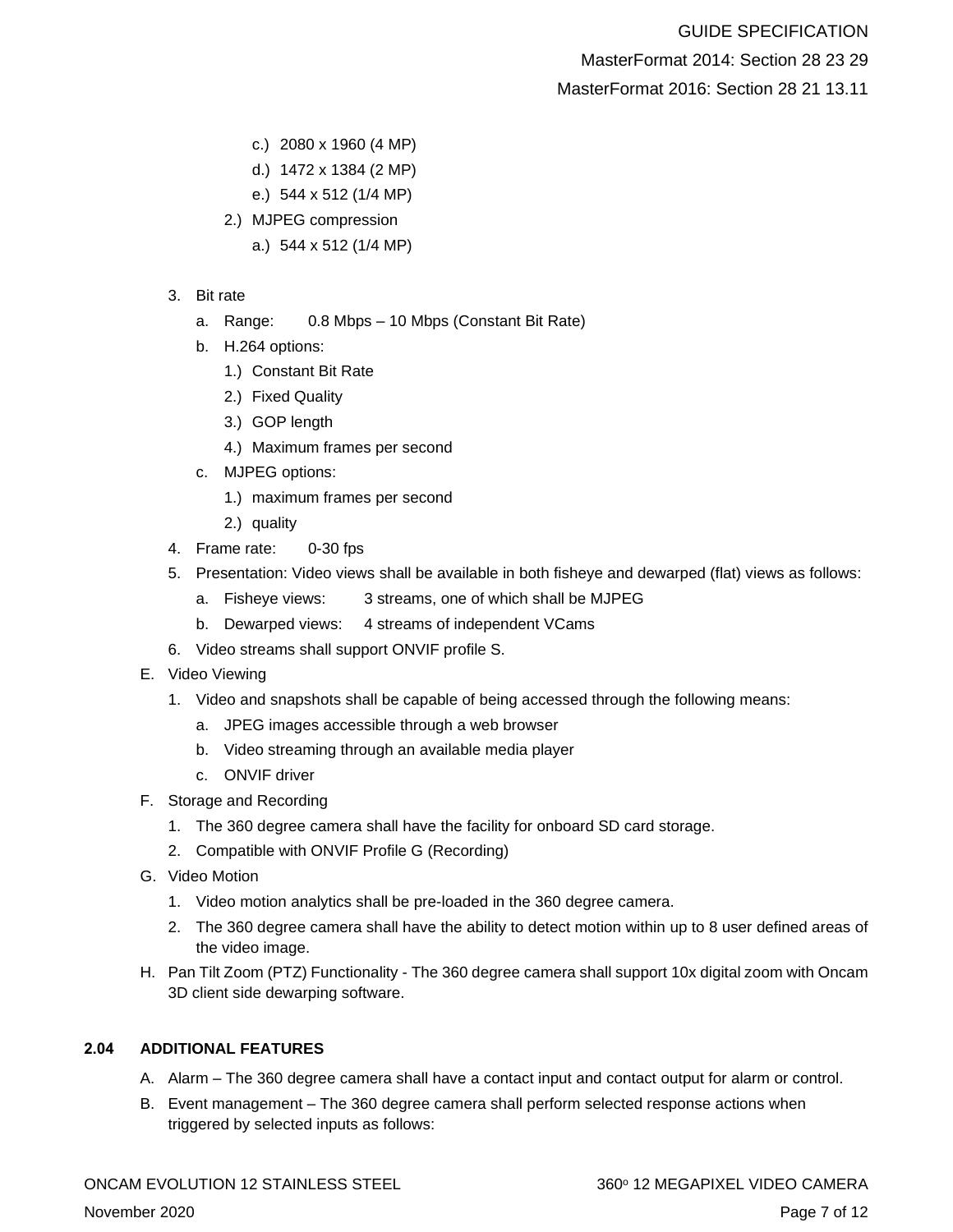c.) 2080 x 1960 (4 MP)

d.) 1472 x 1384 (2 MP)

e.) 544 x 512 (1/4 MP)

2.) MJPEG compression

a.) 544 x 512 (1/4 MP)

3. Bit rate
   a. Range: 0.8 Mbps – 10 Mbps (Constant Bit Rate)
   b. H.264 options:
      1.) Constant Bit Rate
      2.) Fixed Quality
      3.) GOP length
      4.) Maximum frames per second
   c. MJPEG options:
      1.) maximum frames per second
      2.) quality
4. Frame rate: 0-30 fps
5. Presentation: Video views shall be available in both fisheye and dewarped (flat) views as follows:
   a. Fisheye views: 3 streams, one of which shall be MJPEG
   b. Dewarped views: 4 streams of independent VCams
6. Video streams shall support ONVIF profile S.

E. Video Viewing
   1. Video and snapshots shall be capable of being accessed through the following means:
      a. JPEG images accessible through a web browser
      b. Video streaming through an available media player
      c. ONVIF driver

F. Storage and Recording
   1. The 360 degree camera shall have the facility for onboard SD card storage.
   2. Compatible with ONVIF Profile G (Recording)

G. Video Motion
   1. Video motion analytics shall be pre-loaded in the 360 degree camera.
   2. The 360 degree camera shall have the ability to detect motion within up to 8 user defined areas of the video image.

H. Pan Tilt Zoom (PTZ) Functionality - The 360 degree camera shall support 10x digital zoom with Oncam 3D client side dewarping software.

**2.04 ADDITIONAL FEATURES**

A. Alarm – The 360 degree camera shall have a contact input and contact output for alarm or control.

B. Event management – The 360 degree camera shall perform selected response actions when triggered by selected inputs as follows: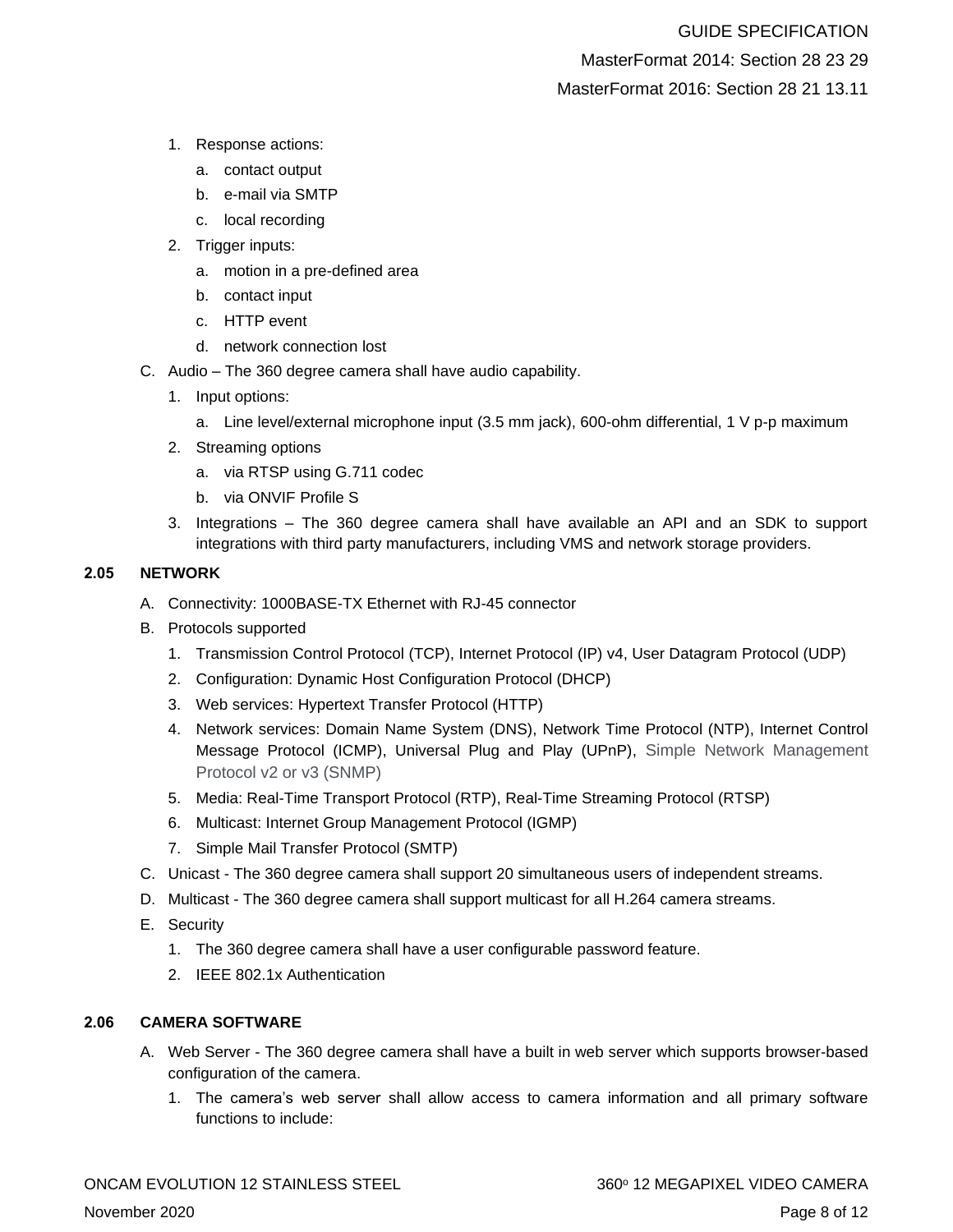1. Response actions:
   a. contact output
   b. e-mail via SMTP
   c. local recording
2. Trigger inputs:
   a. motion in a pre-defined area
   b. contact input
   c. HTTP event
   d. network connection lost

C. Audio – The 360 degree camera shall have audio capability.

1. Input options:
   a. Line level/external microphone input (3.5 mm jack), 600-ohm differential, 1 V p-p maximum
2. Streaming options
   a. via RTSP using G.711 codec
   b. via ONVIF Profile S
3. Integrations – The 360 degree camera shall have available an API and an SDK to support integrations with third party manufacturers, including VMS and network storage providers.

**2.05 NETWORK**

A. Connectivity: 1000BASE-TX Ethernet with RJ-45 connector

B. Protocols supported

1. Transmission Control Protocol (TCP), Internet Protocol (IP) v4, User Datagram Protocol (UDP)
2. Configuration: Dynamic Host Configuration Protocol (DHCP)
3. Web services: Hypertext Transfer Protocol (HTTP)
4. Network services: Domain Name System (DNS), Network Time Protocol (NTP), Internet Control Message Protocol (ICMP), Universal Plug and Play (UPnP), Simple Network Management Protocol v2 or v3 (SNMP)
5. Media: Real-Time Transport Protocol (RTP), Real-Time Streaming Protocol (RTSP)
6. Multicast: Internet Group Management Protocol (IGMP)
7. Simple Mail Transfer Protocol (SMTP)

C. Unicast - The 360 degree camera shall support 20 simultaneous users of independent streams.

D. Multicast - The 360 degree camera shall support multicast for all H.264 camera streams.

E. Security

1. The 360 degree camera shall have a user configurable password feature.
2. IEEE 802.1x Authentication

**2.06 CAMERA SOFTWARE**

A. Web Server - The 360 degree camera shall have a built in web server which supports browser-based configuration of the camera.

1. The camera's web server shall allow access to camera information and all primary software functions to include: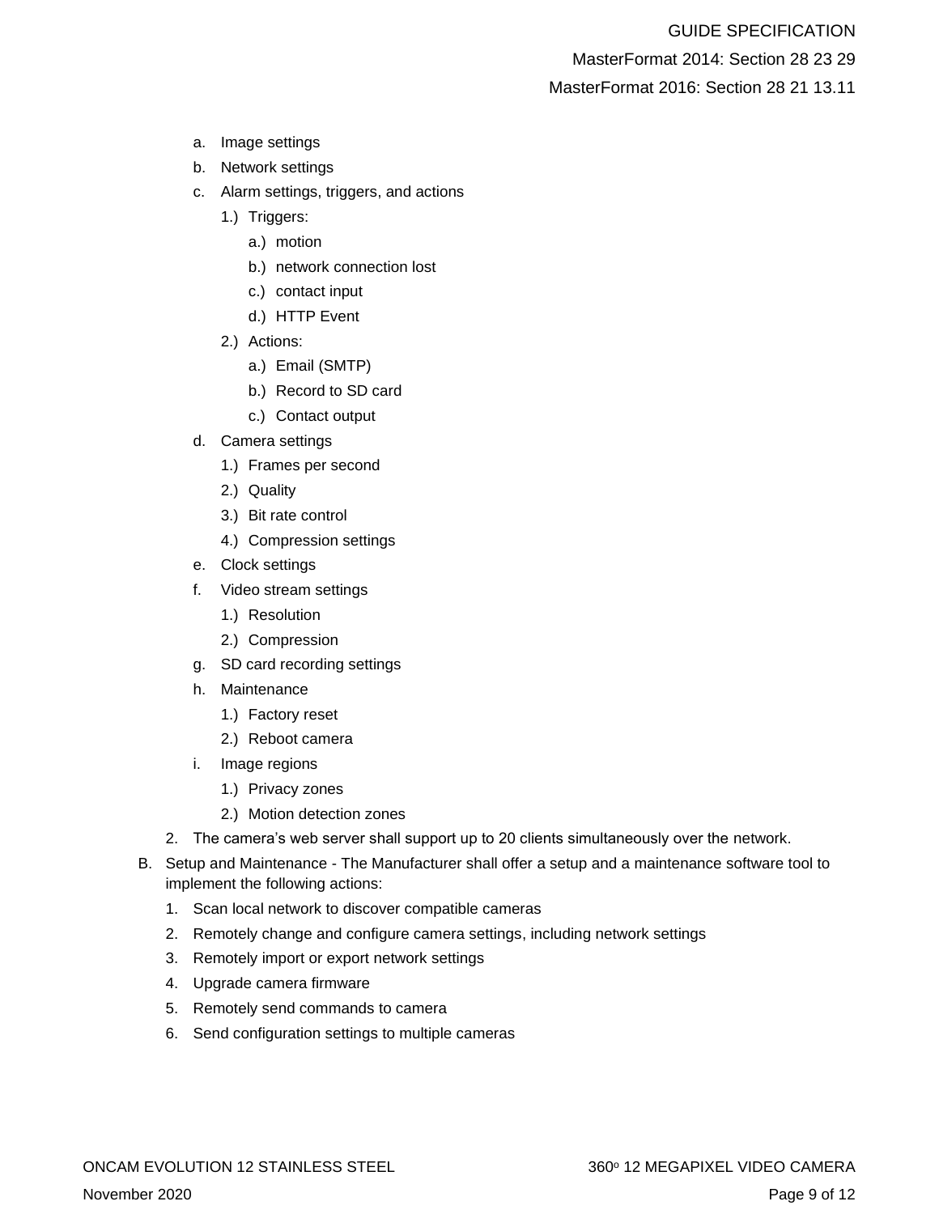a. Image settings
b. Network settings
c. Alarm settings, triggers, and actions
    1.) Triggers:
        a.) motion
        b.) network connection lost
        c.) contact input
        d.) HTTP Event
    2.) Actions:
        a.) Email (SMTP)
        b.) Record to SD card
        c.) Contact output
d. Camera settings
    1.) Frames per second
    2.) Quality
    3.) Bit rate control
    4.) Compression settings
e. Clock settings
f. Video stream settings
    1.) Resolution
    2.) Compression
g. SD card recording settings
h. Maintenance
    1.) Factory reset
    2.) Reboot camera
i. Image regions
    1.) Privacy zones
    2.) Motion detection zones

2. The camera's web server shall support up to 20 clients simultaneously over the network.

B. Setup and Maintenance - The Manufacturer shall offer a setup and a maintenance software tool to implement the following actions:
    1. Scan local network to discover compatible cameras
    2. Remotely change and configure camera settings, including network settings
    3. Remotely import or export network settings
    4. Upgrade camera firmware
    5. Remotely send commands to camera
    6. Send configuration settings to multiple cameras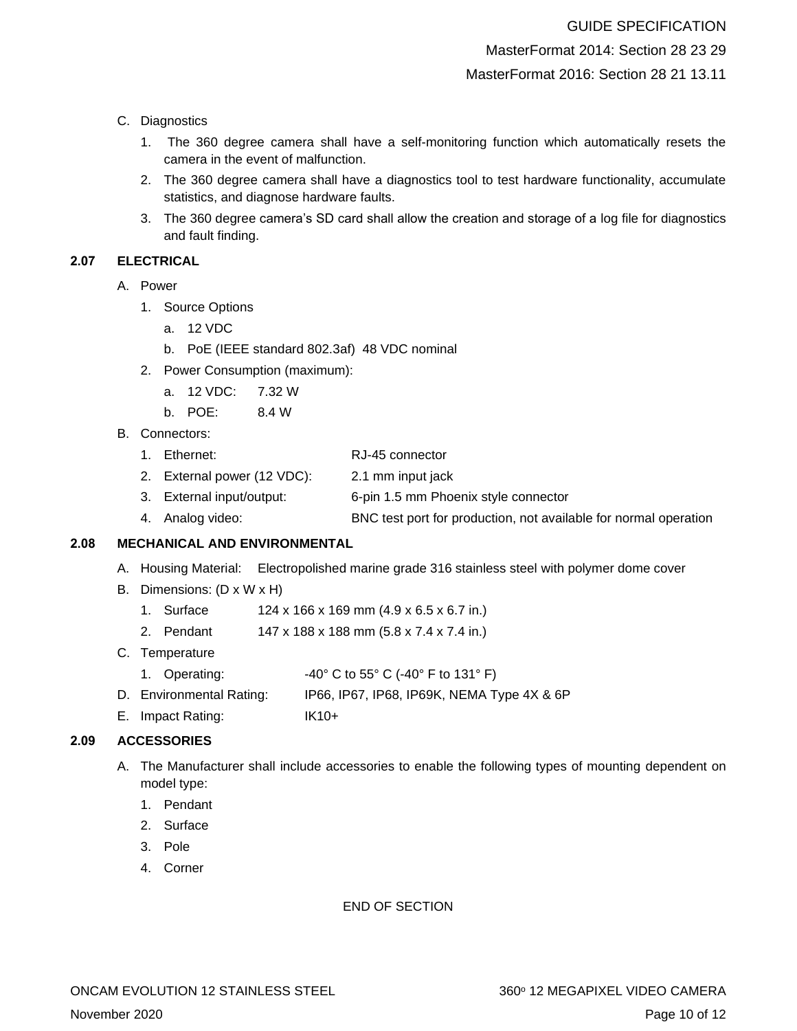C. Diagnostics

1. The 360 degree camera shall have a self-monitoring function which automatically resets the camera in the event of malfunction.
2. The 360 degree camera shall have a diagnostics tool to test hardware functionality, accumulate statistics, and diagnose hardware faults.
3. The 360 degree camera's SD card shall allow the creation and storage of a log file for diagnostics and fault finding.

## 2.07 ELECTRICAL

A. Power

1. Source Options
   a. 12 VDC
   b. PoE (IEEE standard 802.3af) 48 VDC nominal
2. Power Consumption (maximum):
   a. 12 VDC: 7.32 W
   b. POE: 8.4 W

B. Connectors:

1. Ethernet: RJ-45 connector
2. External power (12 VDC): 2.1 mm input jack
3. External input/output: 6-pin 1.5 mm Phoenix style connector
4. Analog video: BNC test port for production, not available for normal operation

## 2.08 MECHANICAL AND ENVIRONMENTAL

A. Housing Material: Electropolished marine grade 316 stainless steel with polymer dome cover

B. Dimensions: (D x W x H)

1. Surface 124 x 166 x 169 mm (4.9 x 6.5 x 6.7 in.)
2. Pendant 147 x 188 x 188 mm (5.8 x 7.4 x 7.4 in.)

C. Temperature

1. Operating: -40° C to 55° C (-40° F to 131° F)

D. Environmental Rating: IP66, IP67, IP68, IP69K, NEMA Type 4X & 6P

E. Impact Rating: IK10+

## 2.09 ACCESSORIES

A. The Manufacturer shall include accessories to enable the following types of mounting dependent on model type:

1. Pendant
2. Surface
3. Pole
4. Corner

END OF SECTION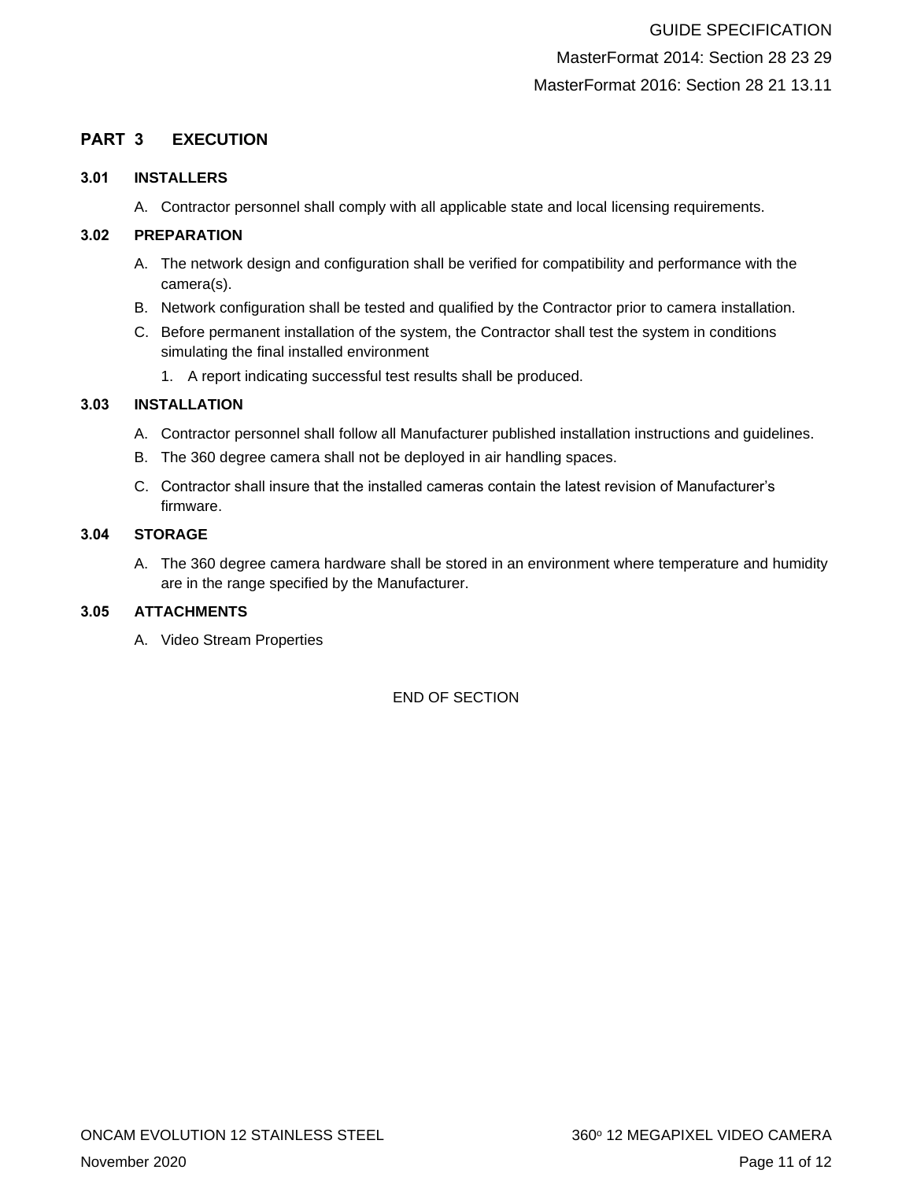## PART 3 EXECUTION

### 3.01 INSTALLERS

A. Contractor personnel shall comply with all applicable state and local licensing requirements.

### 3.02 PREPARATION

A. The network design and configuration shall be verified for compatibility and performance with the camera(s).

B. Network configuration shall be tested and qualified by the Contractor prior to camera installation.

C. Before permanent installation of the system, the Contractor shall test the system in conditions simulating the final installed environment

   1. A report indicating successful test results shall be produced.

### 3.03 INSTALLATION

A. Contractor personnel shall follow all Manufacturer published installation instructions and guidelines.

B. The 360 degree camera shall not be deployed in air handling spaces.

C. Contractor shall insure that the installed cameras contain the latest revision of Manufacturer's firmware.

### 3.04 STORAGE

A. The 360 degree camera hardware shall be stored in an environment where temperature and humidity are in the range specified by the Manufacturer.

### 3.05 ATTACHMENTS

A. Video Stream Properties

END OF SECTION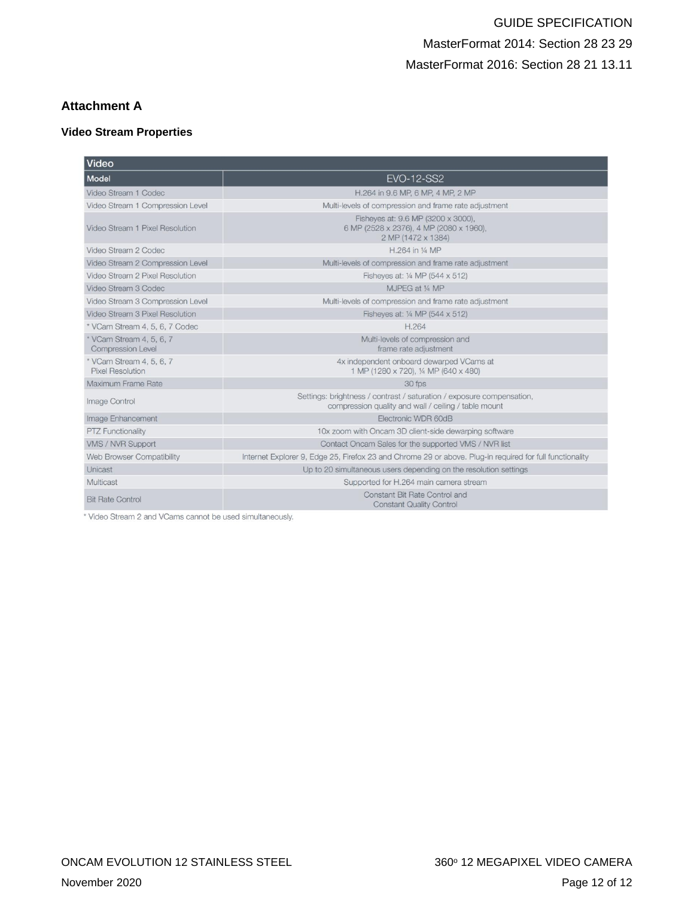## Attachment A

### Video Stream Properties

| Video | |
|---|---|
| **Model** | **EVO-12-SS2** |
| Video Stream 1 Codec | H.264 in 9.6 MP, 6 MP, 4 MP, 2 MP |
| Video Stream 1 Compression Level | Multi-levels of compression and frame rate adjustment |
| Video Stream 1 Pixel Resolution | Fisheyes at: 9.6 MP (3200 x 3000), 6 MP (2528 x 2376), 4 MP (2080 x 1960), 2 MP (1472 x 1384) |
| Video Stream 2 Codec | H.264 in ¼ MP |
| Video Stream 2 Compression Level | Multi-levels of compression and frame rate adjustment |
| Video Stream 2 Pixel Resolution | Fisheyes at: ¼ MP (544 x 512) |
| Video Stream 3 Codec | MJPEG at ¼ MP |
| Video Stream 3 Compression Level | Multi-levels of compression and frame rate adjustment |
| Video Stream 3 Pixel Resolution | Fisheyes at: ¼ MP (544 x 512) |
| * VCam Stream 4, 5, 6, 7 Codec | H.264 |
| * VCam Stream 4, 5, 6, 7 Compression Level | Multi-levels of compression and frame rate adjustment |
| * VCam Stream 4, 5, 6, 7 Pixel Resolution | 4x independent onboard dewarped VCams at 1 MP (1280 x 720), ¼ MP (640 x 480) |
| Maximum Frame Rate | 30 fps |
| Image Control | Settings: brightness / contrast / saturation / exposure compensation, compression quality and wall / ceiling / table mount |
| Image Enhancement | Electronic WDR 60dB |
| PTZ Functionality | 10x zoom with Oncam 3D client-side dewarping software |
| VMS / NVR Support | Contact Oncam Sales for the supported VMS / NVR list |
| Web Browser Compatibility | Internet Explorer 9, Edge 25, Firefox 23 and Chrome 29 or above. Plug-in required for full functionality |
| Unicast | Up to 20 simultaneous users depending on the resolution settings |
| Multicast | Supported for H.264 main camera stream |
| Bit Rate Control | Constant Bit Rate Control and Constant Quality Control |

* Video Stream 2 and VCams cannot be used simultaneously.